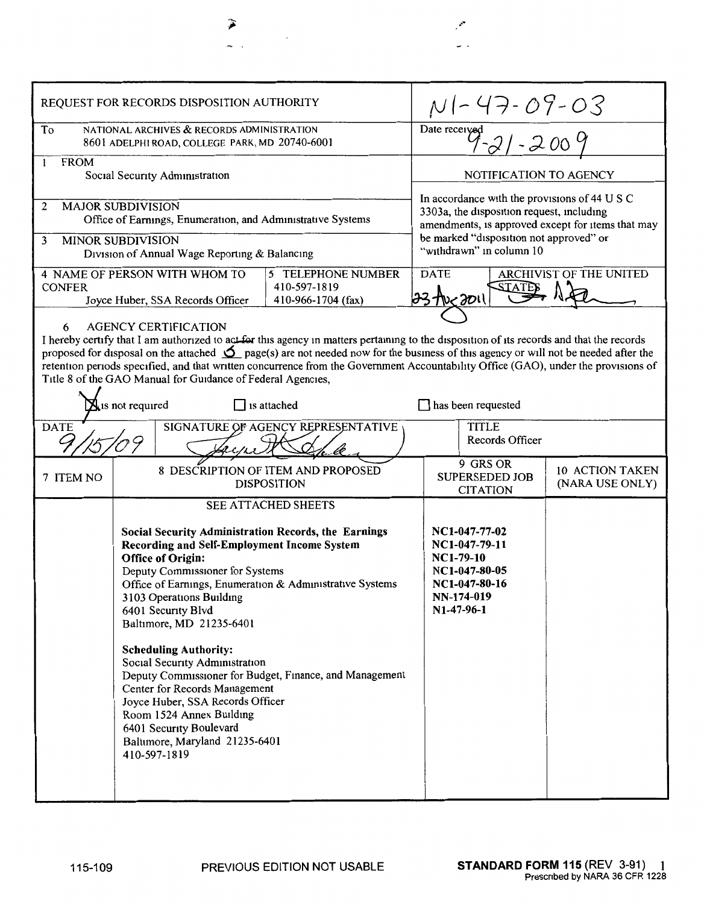| REQUEST FOR RECORDS DISPOSITION AUTHORITY | | N1-47-09-03 |
|---|---|---|
| To NATIONAL ARCHIVES & RECORDS ADMINISTRATION<br>8601 ADELPHI ROAD, COLLEGE PARK, MD 20740-6001 | | Date received 9-21-2009 |
| 1 FROM<br>Social Security Administration | | NOTIFICATION TO AGENCY |
| 2 MAJOR SUBDIVISION<br>Office of Earnings, Enumeration, and Administrative Systems | | In accordance with the provisions of 44 U S C 3303a, the disposition request, including amendments, is approved except for items that may be marked "disposition not approved" or "withdrawn" in column 10 |
| 3 MINOR SUBDIVISION<br>Division of Annual Wage Reporting & Balancing | | |
| 4 NAME OF PERSON WITH WHOM TO CONFER<br>Joyce Huber, SSA Records Officer | 5 TELEPHONE NUMBER<br>410-597-1819<br>410-966-1704 (fax) | DATE 23 Aug 2011 ARCHIVIST OF THE UNITED STATES [signature] |

6 AGENCY CERTIFICATION

I hereby certify that I am authorized to act for this agency in matters pertaining to the disposition of its records and that the records proposed for disposal on the attached 5 page(s) are not needed now for the business of this agency or will not be needed after the retention periods specified, and that written concurrence from the Government Accountability Office (GAO), under the provisions of Title 8 of the GAO Manual for Guidance of Federal Agencies,

☒ is not required ☐ is attached ☐ has been requested

| DATE | SIGNATURE OF AGENCY REPRESENTATIVE | TITLE |
|---|---|---|
| 9/15/09 | [signature] | Records Officer |

| 7 ITEM NO | 8 DESCRIPTION OF ITEM AND PROPOSED DISPOSITION | 9 GRS OR SUPERSEDED JOB CITATION | 10 ACTION TAKEN (NARA USE ONLY) |
|---|---|---|---|
| | SEE ATTACHED SHEETS<br><br>**Social Security Administration Records, the Earnings Recording and Self-Employment Income System**<br>**Office of Origin:**<br>Deputy Commissioner for Systems<br>Office of Earnings, Enumeration & Administrative Systems<br>3103 Operations Building<br>6401 Security Blvd<br>Baltimore, MD 21235-6401<br><br>**Scheduling Authority:**<br>Social Security Administration<br>Deputy Commissioner for Budget, Finance, and Management<br>Center for Records Management<br>Joyce Huber, SSA Records Officer<br>Room 1524 Annex Building<br>6401 Security Boulevard<br>Baltimore, Maryland 21235-6401<br>410-597-1819 | **NC1-047-77-02**<br>**NC1-047-79-11**<br>**NC1-79-10**<br>**NC1-047-80-05**<br>**NC1-047-80-16**<br>**NN-174-019**<br>**N1-47-96-1** | |

115-109 PREVIOUS EDITION NOT USABLE **STANDARD FORM 115** (REV 3-91)
Prescribed by NARA 36 CFR 1228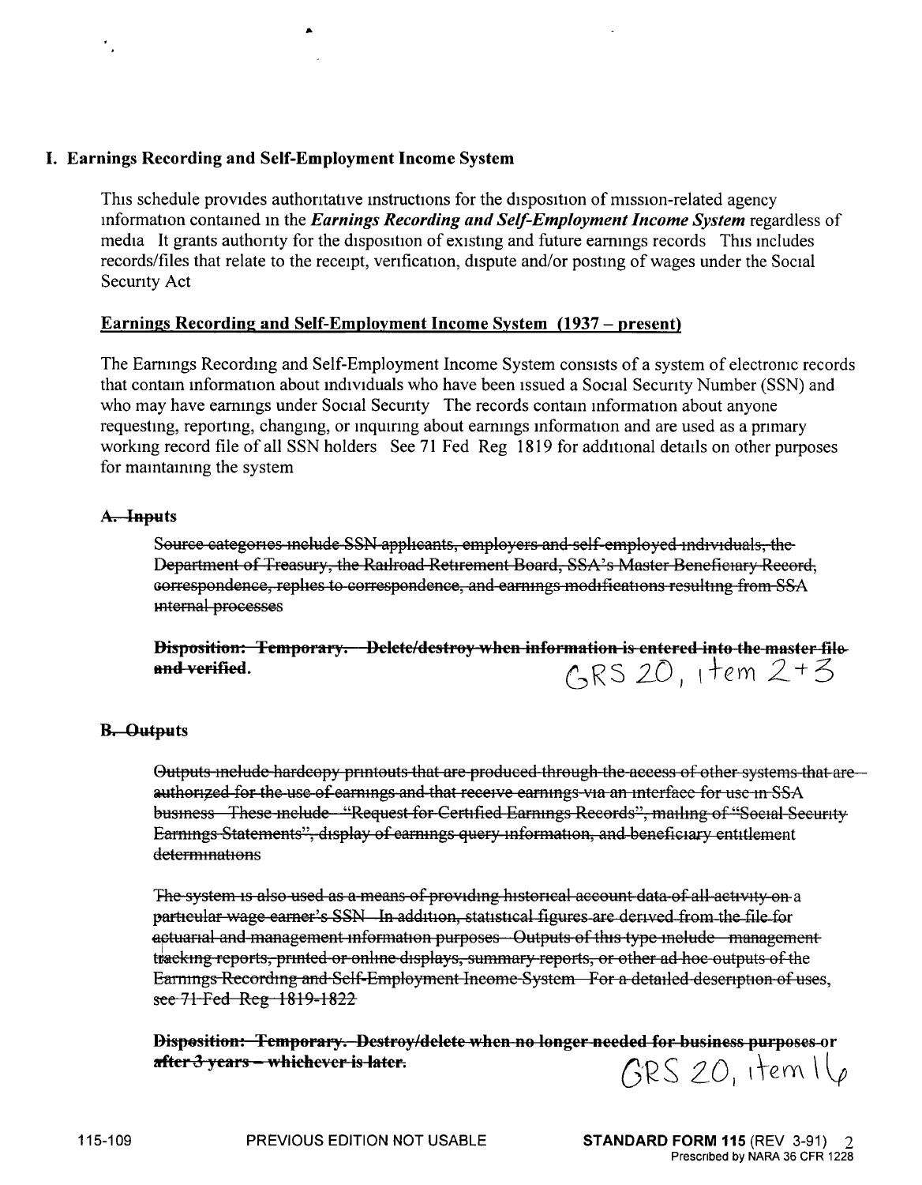## I. Earnings Recording and Self-Employment Income System

This schedule provides authoritative instructions for the disposition of mission-related agency information contained in the ***Earnings Recording and Self-Employment Income System*** regardless of media It grants authority for the disposition of existing and future earnings records This includes records/files that relate to the receipt, verification, dispute and/or posting of wages under the Social Security Act

### Earnings Recording and Self-Employment Income System (1937 – present)

The Earnings Recording and Self-Employment Income System consists of a system of electronic records that contain information about individuals who have been issued a Social Security Number (SSN) and who may have earnings under Social Security The records contain information about anyone requesting, reporting, changing, or inquiring about earnings information and are used as a primary working record file of all SSN holders See 71 Fed Reg 1819 for additional details on other purposes for maintaining the system

#### ~~A. Inputs~~

~~Source categories include SSN applicants, employers and self-employed individuals, the Department of Treasury, the Railroad Retirement Board, SSA's Master Beneficiary Record, correspondence, replies to correspondence, and earnings modifications resulting from SSA internal processes~~

~~**Disposition: Temporary. Delete/destroy when information is entered into the master file and verified.**~~ GRS 20, item 2+3

#### ~~B. Outputs~~

~~Outputs include hardcopy printouts that are produced through the access of other systems that are authorized for the use of earnings and that receive earnings via an interface for use in SSA business These include "Request for Certified Earnings Records", mailing of "Social Security Earnings Statements", display of earnings query information, and beneficiary entitlement determinations~~

~~The system is also used as a means of providing historical account data of all activity on a particular wage earner's SSN In addition, statistical figures are derived from the file for actuarial and management information purposes Outputs of this type include management tracking reports, printed or online displays, summary reports, or other ad hoc outputs of the Earnings Recording and Self-Employment Income System For a detailed description of uses, see 71 Fed Reg 1819-1822~~

~~**Disposition: Temporary. Destroy/delete when no longer needed for business purposes or after 3 years – whichever is later.**~~ GRS 20, item 16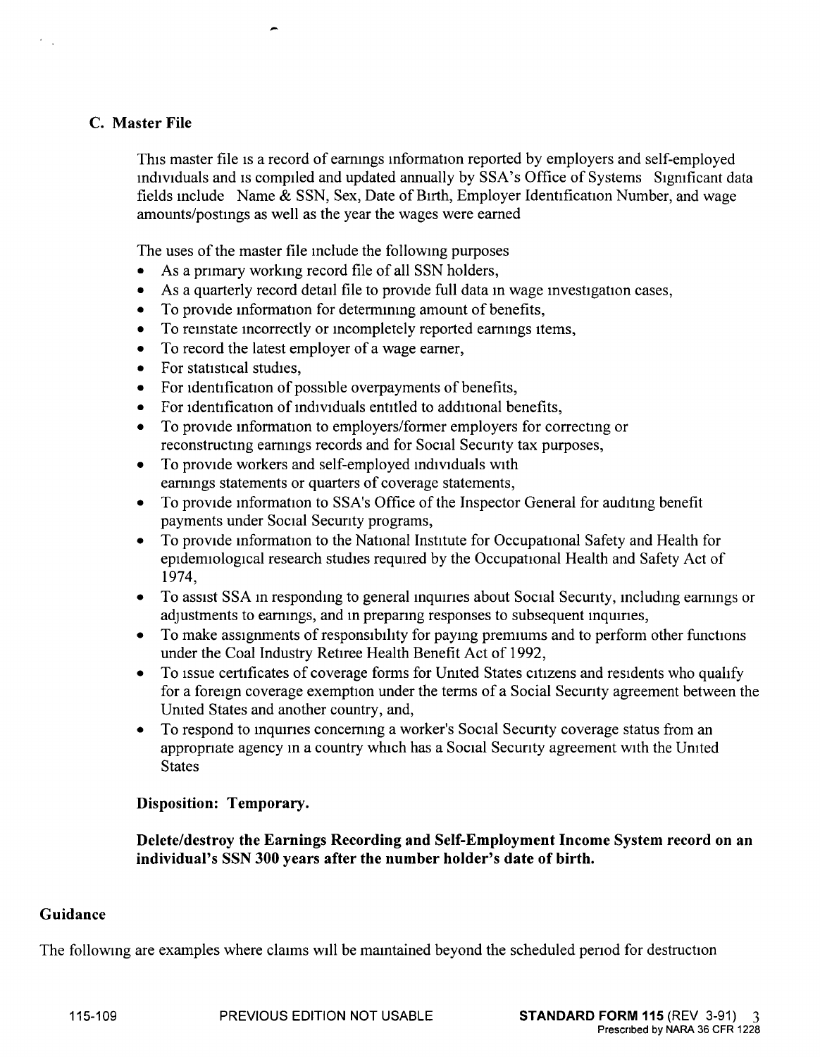### C. Master File

This master file is a record of earnings information reported by employers and self-employed individuals and is compiled and updated annually by SSA's Office of Systems Significant data fields include Name & SSN, Sex, Date of Birth, Employer Identification Number, and wage amounts/postings as well as the year the wages were earned

The uses of the master file include the following purposes

- As a primary working record file of all SSN holders,
- As a quarterly record detail file to provide full data in wage investigation cases,
- To provide information for determining amount of benefits,
- To reinstate incorrectly or incompletely reported earnings items,
- To record the latest employer of a wage earner,
- For statistical studies,
- For identification of possible overpayments of benefits,
- For identification of individuals entitled to additional benefits,
- To provide information to employers/former employers for correcting or reconstructing earnings records and for Social Security tax purposes,
- To provide workers and self-employed individuals with earnings statements or quarters of coverage statements,
- To provide information to SSA's Office of the Inspector General for auditing benefit payments under Social Security programs,
- To provide information to the National Institute for Occupational Safety and Health for epidemiological research studies required by the Occupational Health and Safety Act of 1974,
- To assist SSA in responding to general inquiries about Social Security, including earnings or adjustments to earnings, and in preparing responses to subsequent inquiries,
- To make assignments of responsibility for paying premiums and to perform other functions under the Coal Industry Retiree Health Benefit Act of 1992,
- To issue certificates of coverage forms for United States citizens and residents who qualify for a foreign coverage exemption under the terms of a Social Security agreement between the United States and another country, and,
- To respond to inquiries concerning a worker's Social Security coverage status from an appropriate agency in a country which has a Social Security agreement with the United States

**Disposition: Temporary.**

**Delete/destroy the Earnings Recording and Self-Employment Income System record on an individual's SSN 300 years after the number holder's date of birth.**

### Guidance

The following are examples where claims will be maintained beyond the scheduled period for destruction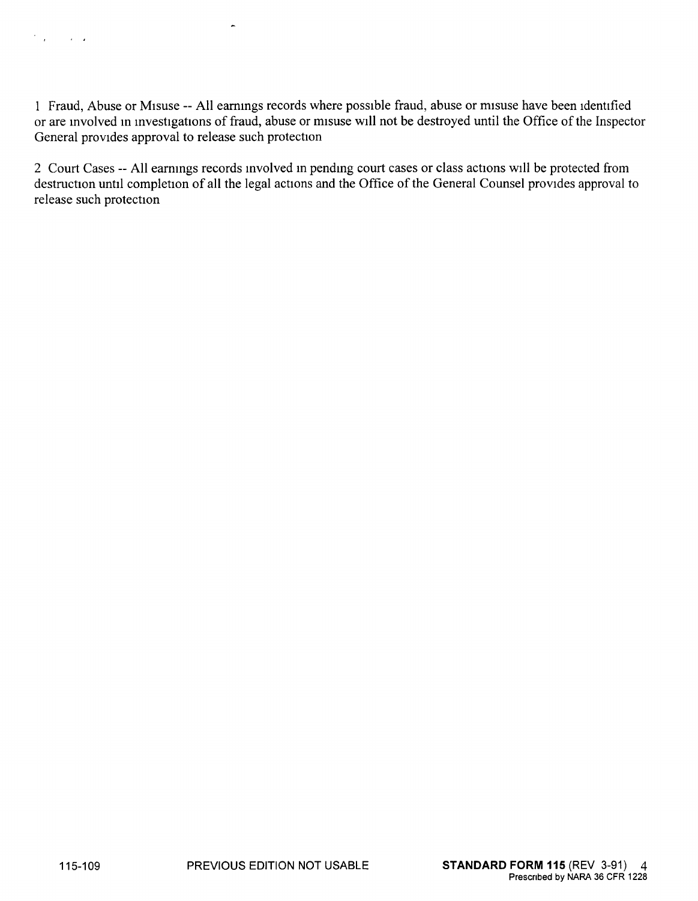1 Fraud, Abuse or Misuse -- All earnings records where possible fraud, abuse or misuse have been identified or are involved in investigations of fraud, abuse or misuse will not be destroyed until the Office of the Inspector General provides approval to release such protection

2 Court Cases -- All earnings records involved in pending court cases or class actions will be protected from destruction until completion of all the legal actions and the Office of the General Counsel provides approval to release such protection

115-109 PREVIOUS EDITION NOT USABLE **STANDARD FORM 115** (REV 3-91)
Prescribed by NARA 36 CFR 1228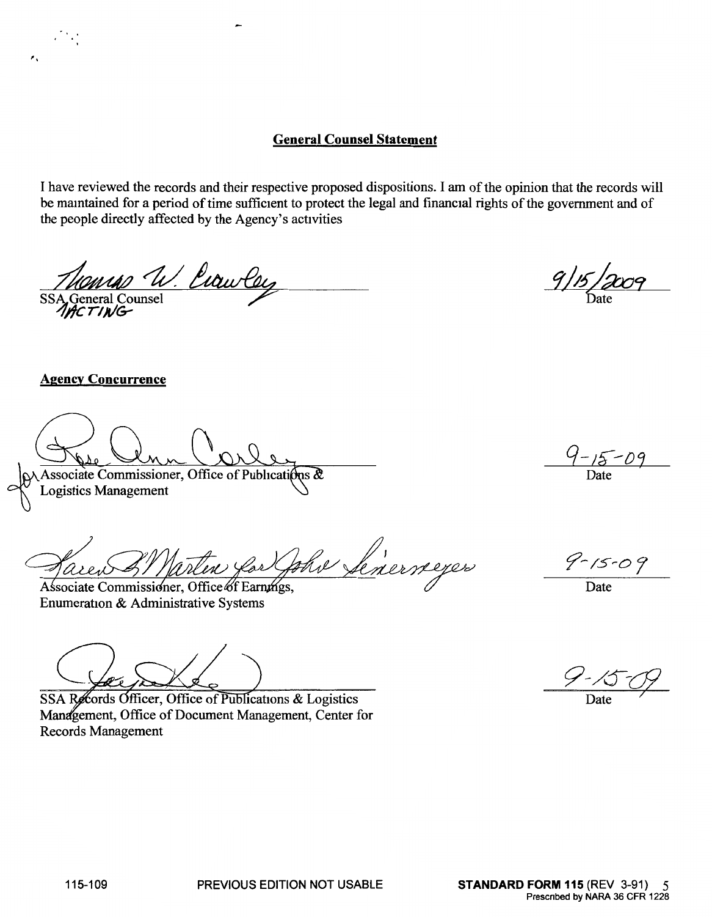## General Counsel Statement

I have reviewed the records and their respective proposed dispositions. I am of the opinion that the records will be maintained for a period of time sufficient to protect the legal and financial rights of the government and of the people directly affected by the Agency's activities

Thomas W. Crawley
SSA General Counsel
ACTING

9/15/2009
Date

**Agency Concurrence**

for Associate Commissioner, Office of Publications & Logistics Management

9-15-09
Date

Karen B. Martin for John Sabo
Associate Commissioner, Office of Earnings, Enumeration & Administrative Systems

9-15-09
Date

SSA Records Officer, Office of Publications & Logistics Management, Office of Document Management, Center for Records Management

9-15-09
Date

115-109 PREVIOUS EDITION NOT USABLE **STANDARD FORM 115** (REV 3-91)
Prescribed by NARA 36 CFR 1228